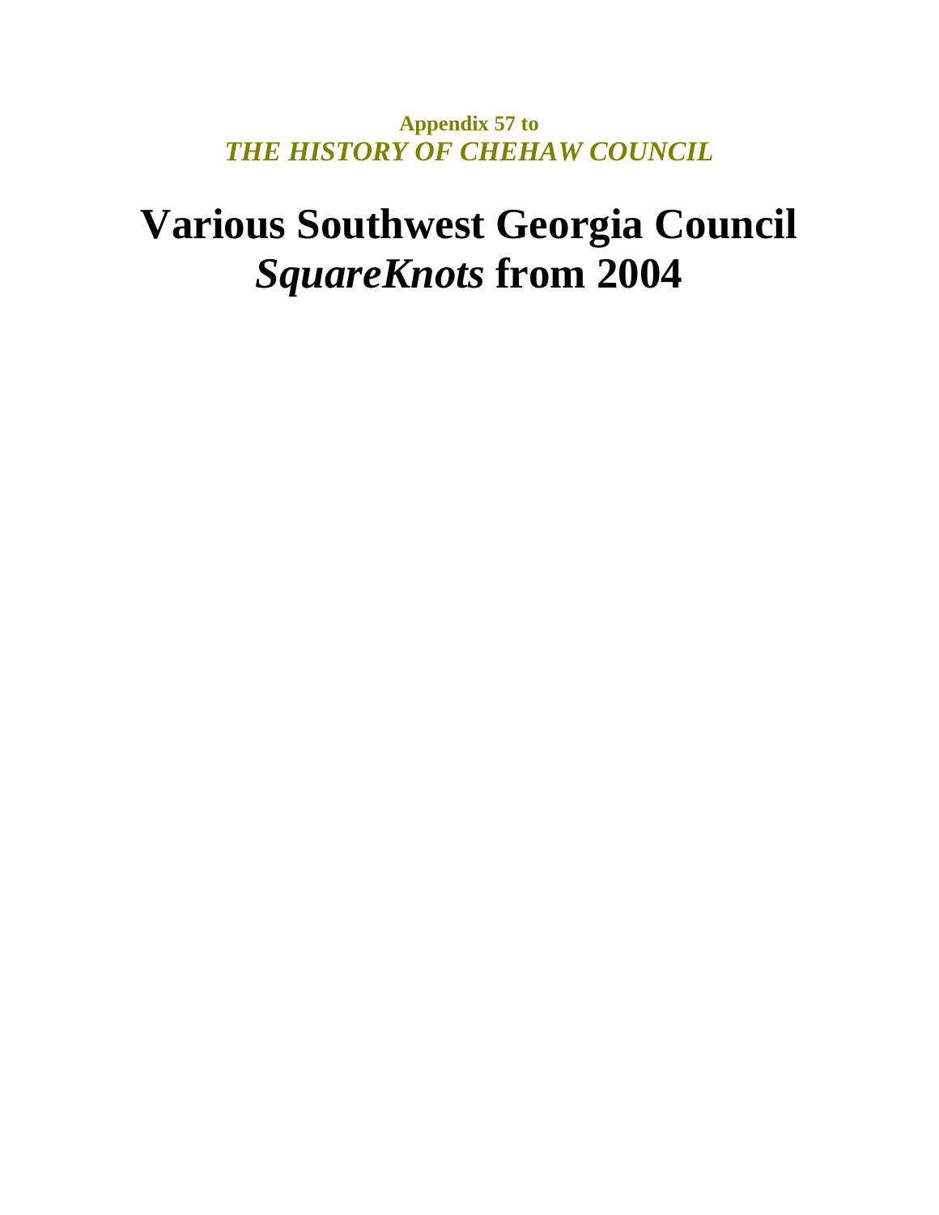**Appendix 57 to**
***THE HISTORY OF CHEHAW COUNCIL***

# Various Southwest Georgia Council *SquareKnots* from 2004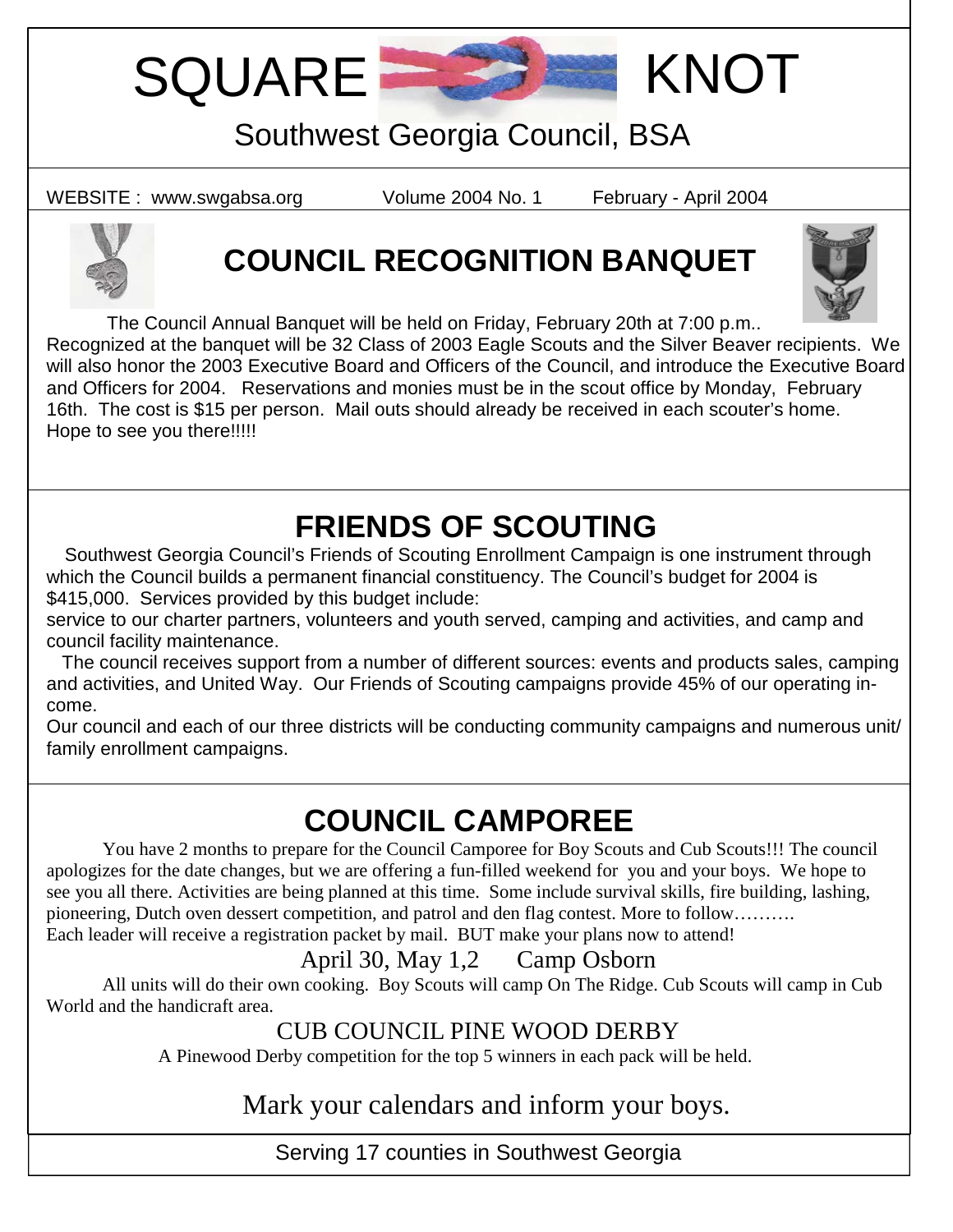# SQUARE KNOT

Southwest Georgia Council, BSA

WEBSITE : www.swgabsa.org Volume 2004 No. 1 February - April 2004

## COUNCIL RECOGNITION BANQUET

The Council Annual Banquet will be held on Friday, February 20th at 7:00 p.m.. Recognized at the banquet will be 32 Class of 2003 Eagle Scouts and the Silver Beaver recipients. We will also honor the 2003 Executive Board and Officers of the Council, and introduce the Executive Board and Officers for 2004. Reservations and monies must be in the scout office by Monday, February 16th. The cost is $15 per person. Mail outs should already be received in each scouter's home. Hope to see you there!!!!!

## FRIENDS OF SCOUTING

Southwest Georgia Council's Friends of Scouting Enrollment Campaign is one instrument through which the Council builds a permanent financial constituency. The Council's budget for 2004 is $415,000. Services provided by this budget include:
service to our charter partners, volunteers and youth served, camping and activities, and camp and council facility maintenance.

The council receives support from a number of different sources: events and products sales, camping and activities, and United Way. Our Friends of Scouting campaigns provide 45% of our operating income.

Our council and each of our three districts will be conducting community campaigns and numerous unit/family enrollment campaigns.

## COUNCIL CAMPOREE

You have 2 months to prepare for the Council Camporee for Boy Scouts and Cub Scouts!!! The council apologizes for the date changes, but we are offering a fun-filled weekend for you and your boys. We hope to see you all there. Activities are being planned at this time. Some include survival skills, fire building, lashing, pioneering, Dutch oven dessert competition, and patrol and den flag contest. More to follow……….
Each leader will receive a registration packet by mail. BUT make your plans now to attend!

April 30, May 1,2 Camp Osborn

All units will do their own cooking. Boy Scouts will camp On The Ridge. Cub Scouts will camp in Cub World and the handicraft area.

CUB COUNCIL PINE WOOD DERBY

A Pinewood Derby competition for the top 5 winners in each pack will be held.

Mark your calendars and inform your boys.

Serving 17 counties in Southwest Georgia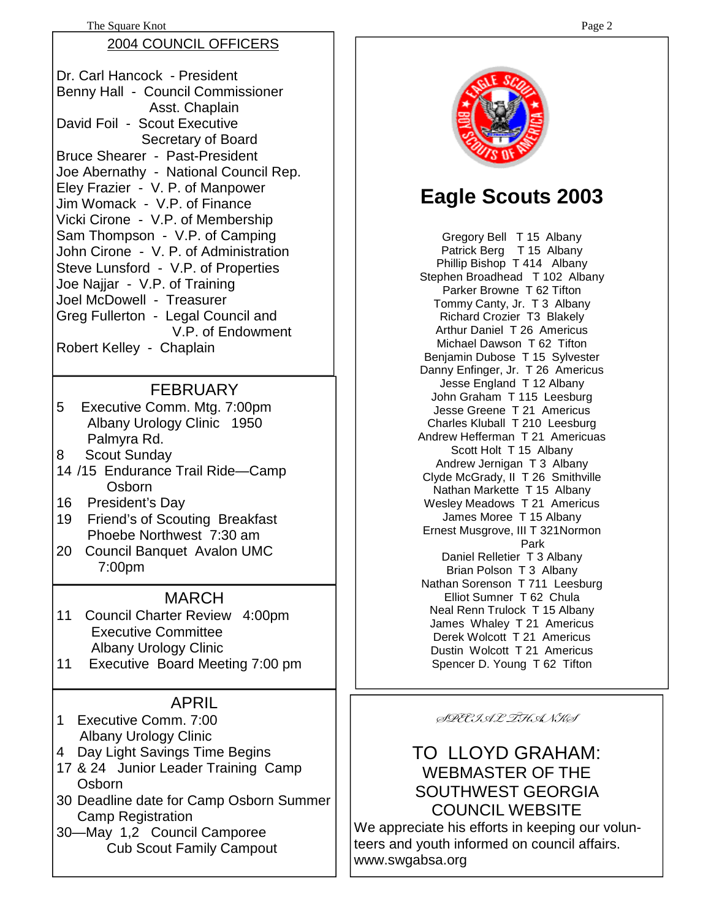## 2004 COUNCIL OFFICERS

Dr. Carl Hancock - President
Benny Hall - Council Commissioner
Asst. Chaplain
David Foil - Scout Executive
Secretary of Board
Bruce Shearer - Past-President
Joe Abernathy - National Council Rep.
Eley Frazier - V. P. of Manpower
Jim Womack - V.P. of Finance
Vicki Cirone - V.P. of Membership
Sam Thompson - V.P. of Camping
John Cirone - V. P. of Administration
Steve Lunsford - V.P. of Properties
Joe Najjar - V.P. of Training
Joel McDowell - Treasurer
Greg Fullerton - Legal Council and
V.P. of Endowment
Robert Kelley - Chaplain

## FEBRUARY

5 Executive Comm. Mtg. 7:00pm
Albany Urology Clinic 1950
Palmyra Rd.
8 Scout Sunday
14 /15 Endurance Trail Ride—Camp
Osborn
16 President's Day
19 Friend's of Scouting Breakfast
Phoebe Northwest 7:30 am
20 Council Banquet Avalon UMC
7:00pm

## MARCH

11 Council Charter Review 4:00pm
Executive Committee
Albany Urology Clinic
11 Executive Board Meeting 7:00 pm

## APRIL

1 Executive Comm. 7:00
Albany Urology Clinic
4 Day Light Savings Time Begins
17 & 24 Junior Leader Training Camp
Osborn
30 Deadline date for Camp Osborn Summer
Camp Registration
30—May 1,2 Council Camporee
Cub Scout Family Campout

# Eagle Scouts 2003

Gregory Bell T 15 Albany
Patrick Berg T 15 Albany
Phillip Bishop T 414 Albany
Stephen Broadhead T 102 Albany
Parker Browne T 62 Tifton
Tommy Canty, Jr. T 3 Albany
Richard Crozier T3 Blakely
Arthur Daniel T 26 Americus
Michael Dawson T 62 Tifton
Benjamin Dubose T 15 Sylvester
Danny Enfinger, Jr. T 26 Americus
Jesse England T 12 Albany
John Graham T 115 Leesburg
Jesse Greene T 21 Americus
Charles Kluball T 210 Leesburg
Andrew Hefferman T 21 Americuas
Scott Holt T 15 Albany
Andrew Jernigan T 3 Albany
Clyde McGrady, II T 26 Smithville
Nathan Markette T 15 Albany
Wesley Meadows T 21 Americus
James Moree T 15 Albany
Ernest Musgrove, III T 321Normon Park
Daniel Relletier T 3 Albany
Brian Polson T 3 Albany
Nathan Sorenson T 711 Leesburg
Elliot Sumner T 62 Chula
Neal Renn Trulock T 15 Albany
James Whaley T 21 Americus
Derek Wolcott T 21 Americus
Dustin Wolcott T 21 Americus
Spencer D. Young T 62 Tifton

*SPECIAL THANKS*

TO LLOYD GRAHAM:
WEBMASTER OF THE
SOUTHWEST GEORGIA
COUNCIL WEBSITE

We appreciate his efforts in keeping our volunteers and youth informed on council affairs.
www.swgabsa.org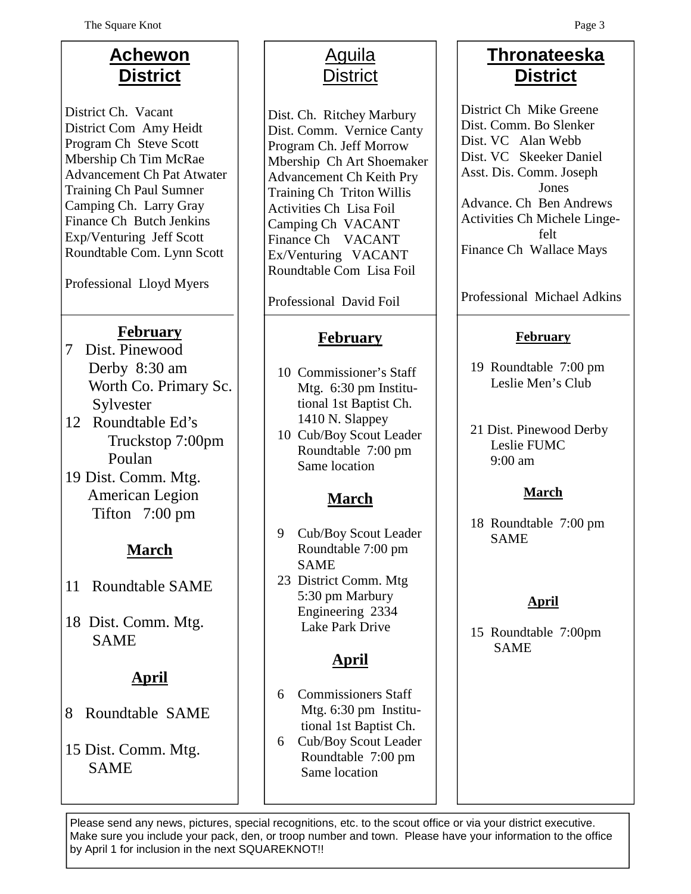## Achewon District

District Ch. Vacant
District Com Amy Heidt
Program Ch Steve Scott
Mbership Ch Tim McRae
Advancement Ch Pat Atwater
Training Ch Paul Sumner
Camping Ch. Larry Gray
Finance Ch Butch Jenkins
Exp/Venturing Jeff Scott
Roundtable Com. Lynn Scott

Professional Lloyd Myers

**February**

7 Dist. Pinewood Derby 8:30 am Worth Co. Primary Sc. Sylvester
12 Roundtable Ed's Truckstop 7:00pm Poulan
19 Dist. Comm. Mtg. American Legion Tifton 7:00 pm

**March**

11 Roundtable SAME

18 Dist. Comm. Mtg. SAME

**April**

8 Roundtable SAME

15 Dist. Comm. Mtg. SAME

## Aguila District

Dist. Ch. Ritchey Marbury
Dist. Comm. Vernice Canty
Program Ch. Jeff Morrow
Mbership Ch Art Shoemaker
Advancement Ch Keith Pry
Training Ch Triton Willis
Activities Ch Lisa Foil
Camping Ch VACANT
Finance Ch VACANT
Ex/Venturing VACANT
Roundtable Com Lisa Foil

Professional David Foil

**February**

10 Commissioner's Staff Mtg. 6:30 pm Institutional 1st Baptist Ch. 1410 N. Slappey
10 Cub/Boy Scout Leader Roundtable 7:00 pm Same location

**March**

9 Cub/Boy Scout Leader Roundtable 7:00 pm SAME
23 District Comm. Mtg 5:30 pm Marbury Engineering 2334 Lake Park Drive

**April**

6 Commissioners Staff Mtg. 6:30 pm Institutional 1st Baptist Ch.
6 Cub/Boy Scout Leader Roundtable 7:00 pm Same location

## Thronateeska District

District Ch Mike Greene
Dist. Comm. Bo Slenker
Dist. VC Alan Webb
Dist. VC Skeeker Daniel
Asst. Dis. Comm. Joseph Jones
Advance. Ch Ben Andrews
Activities Ch Michele Lingefelt
Finance Ch Wallace Mays

Professional Michael Adkins

**February**

19 Roundtable 7:00 pm Leslie Men's Club

21 Dist. Pinewood Derby Leslie FUMC 9:00 am

**March**

18 Roundtable 7:00 pm SAME

**April**

15 Roundtable 7:00pm SAME

---

Please send any news, pictures, special recognitions, etc. to the scout office or via your district executive. Make sure you include your pack, den, or troop number and town. Please have your information to the office by April 1 for inclusion in the next SQUAREKNOT!!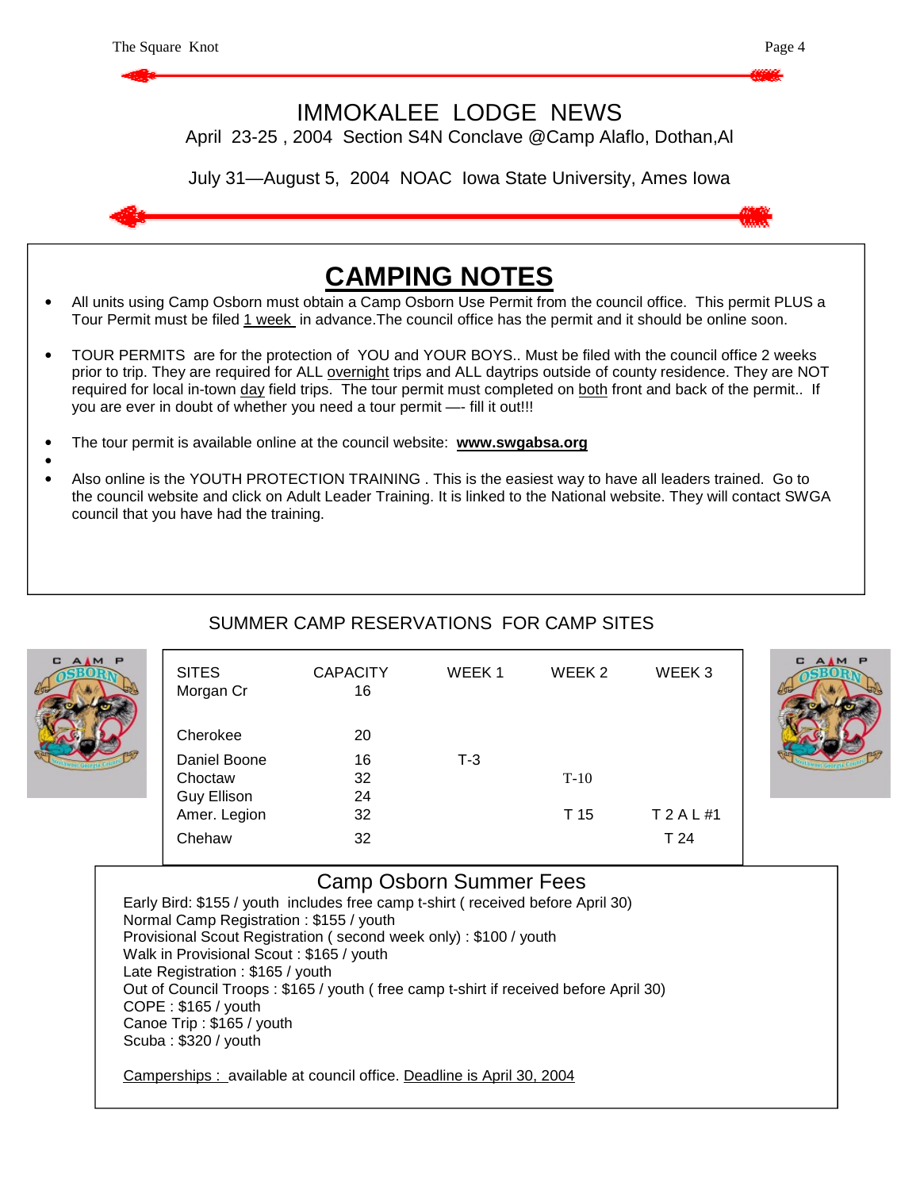# IMMOKALEE LODGE NEWS

April 23-25 , 2004 Section S4N Conclave @Camp Alaflo, Dothan,Al

July 31—August 5, 2004 NOAC Iowa State University, Ames Iowa

## CAMPING NOTES

- All units using Camp Osborn must obtain a Camp Osborn Use Permit from the council office. This permit PLUS a Tour Permit must be filed 1 week in advance.The council office has the permit and it should be online soon.
- TOUR PERMITS are for the protection of YOU and YOUR BOYS.. Must be filed with the council office 2 weeks prior to trip. They are required for ALL overnight trips and ALL daytrips outside of county residence. They are NOT required for local in-town day field trips. The tour permit must completed on both front and back of the permit.. If you are ever in doubt of whether you need a tour permit —- fill it out!!!
- The tour permit is available online at the council website: **www.swgabsa.org**
- Also online is the YOUTH PROTECTION TRAINING . This is the easiest way to have all leaders trained. Go to the council website and click on Adult Leader Training. It is linked to the National website. They will contact SWGA council that you have had the training.

## SUMMER CAMP RESERVATIONS FOR CAMP SITES

| SITES | CAPACITY | WEEK 1 | WEEK 2 | WEEK 3 |
|---|---|---|---|---|
| Morgan Cr | 16 | | | |
| Cherokee | 20 | | | |
| Daniel Boone | 16 | T-3 | | |
| Choctaw | 32 | | T-10 | |
| Guy Ellison | 24 | | | |
| Amer. Legion | 32 | | T 15 | T 2 A L #1 |
| Chehaw | 32 | | | T 24 |

## Camp Osborn Summer Fees

Early Bird: $155 / youth includes free camp t-shirt ( received before April 30)
Normal Camp Registration : $155 / youth
Provisional Scout Registration ( second week only) : $100 / youth
Walk in Provisional Scout : $165 / youth
Late Registration : $165 / youth
Out of Council Troops : $165 / youth ( free camp t-shirt if received before April 30)
COPE : $165 / youth
Canoe Trip : $165 / youth
Scuba : $320 / youth

Camperships : available at council office. Deadline is April 30, 2004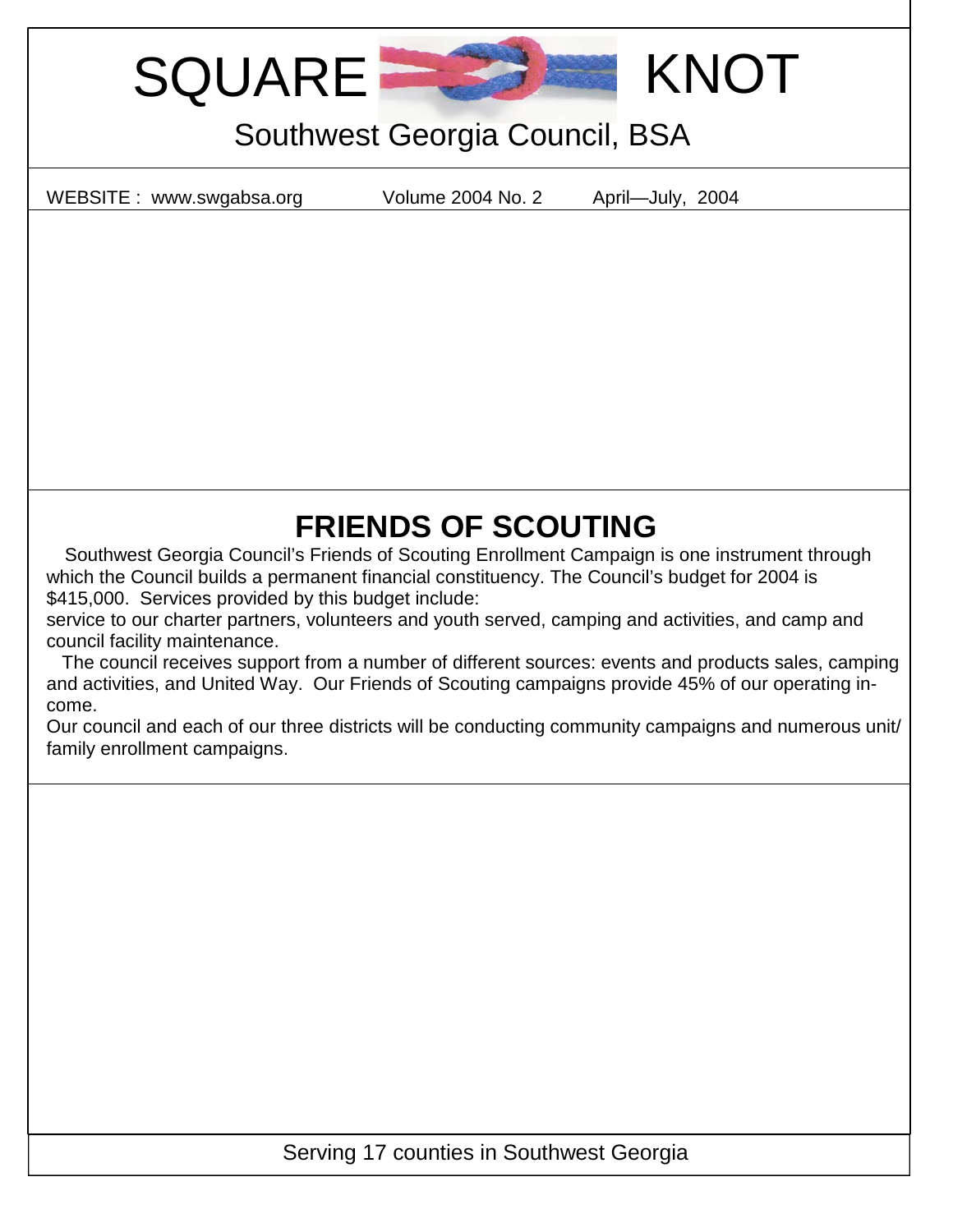# SQUARE KNOT

Southwest Georgia Council, BSA

WEBSITE : www.swgabsa.org Volume 2004 No. 2 April—July, 2004

## FRIENDS OF SCOUTING

Southwest Georgia Council's Friends of Scouting Enrollment Campaign is one instrument through which the Council builds a permanent financial constituency. The Council's budget for 2004 is $415,000. Services provided by this budget include:
service to our charter partners, volunteers and youth served, camping and activities, and camp and council facility maintenance.

The council receives support from a number of different sources: events and products sales, camping and activities, and United Way. Our Friends of Scouting campaigns provide 45% of our operating income.

Our council and each of our three districts will be conducting community campaigns and numerous unit/family enrollment campaigns.

Serving 17 counties in Southwest Georgia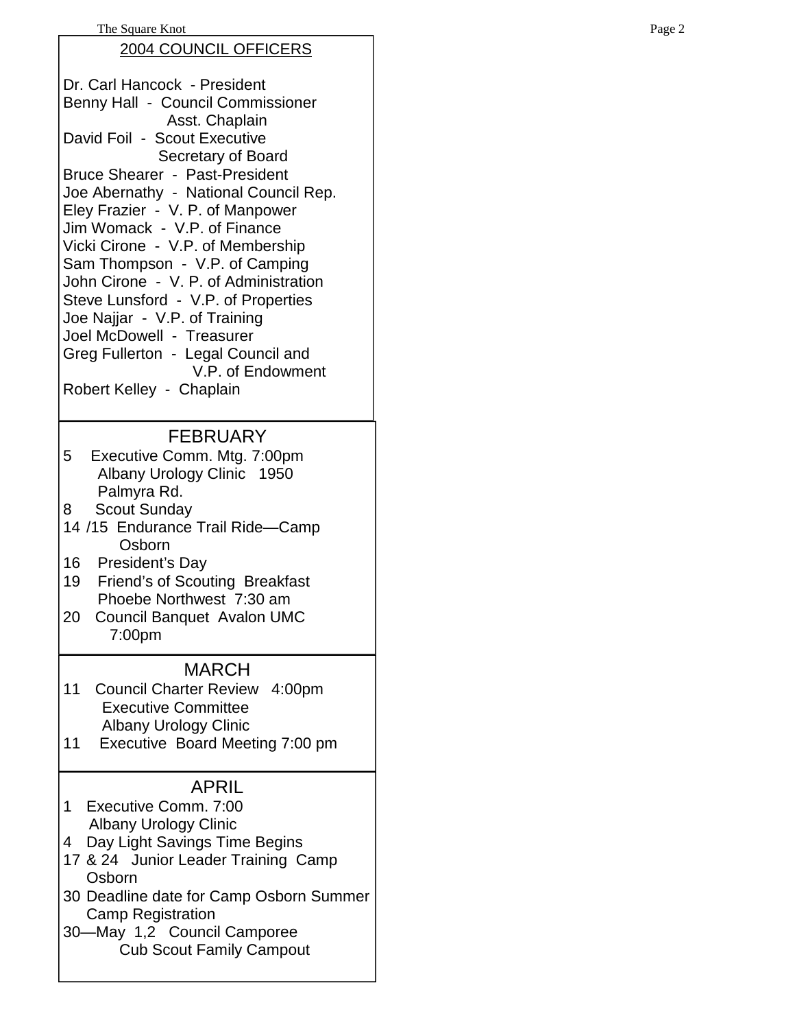## 2004 COUNCIL OFFICERS

Dr. Carl Hancock - President
Benny Hall - Council Commissioner
Asst. Chaplain
David Foil - Scout Executive
Secretary of Board
Bruce Shearer - Past-President
Joe Abernathy - National Council Rep.
Eley Frazier - V. P. of Manpower
Jim Womack - V.P. of Finance
Vicki Cirone - V.P. of Membership
Sam Thompson - V.P. of Camping
John Cirone - V. P. of Administration
Steve Lunsford - V.P. of Properties
Joe Najjar - V.P. of Training
Joel McDowell - Treasurer
Greg Fullerton - Legal Council and
V.P. of Endowment
Robert Kelley - Chaplain

## FEBRUARY

- 5 Executive Comm. Mtg. 7:00pm Albany Urology Clinic 1950 Palmyra Rd.
- 8 Scout Sunday
- 14 /15 Endurance Trail Ride—Camp Osborn
- 16 President's Day
- 19 Friend's of Scouting Breakfast Phoebe Northwest 7:30 am
- 20 Council Banquet Avalon UMC 7:00pm

## MARCH

- 11 Council Charter Review 4:00pm Executive Committee Albany Urology Clinic
- 11 Executive Board Meeting 7:00 pm

## APRIL

- 1 Executive Comm. 7:00 Albany Urology Clinic
- 4 Day Light Savings Time Begins
- 17 & 24 Junior Leader Training Camp Osborn
- 30 Deadline date for Camp Osborn Summer Camp Registration
- 30—May 1,2 Council Camporee Cub Scout Family Campout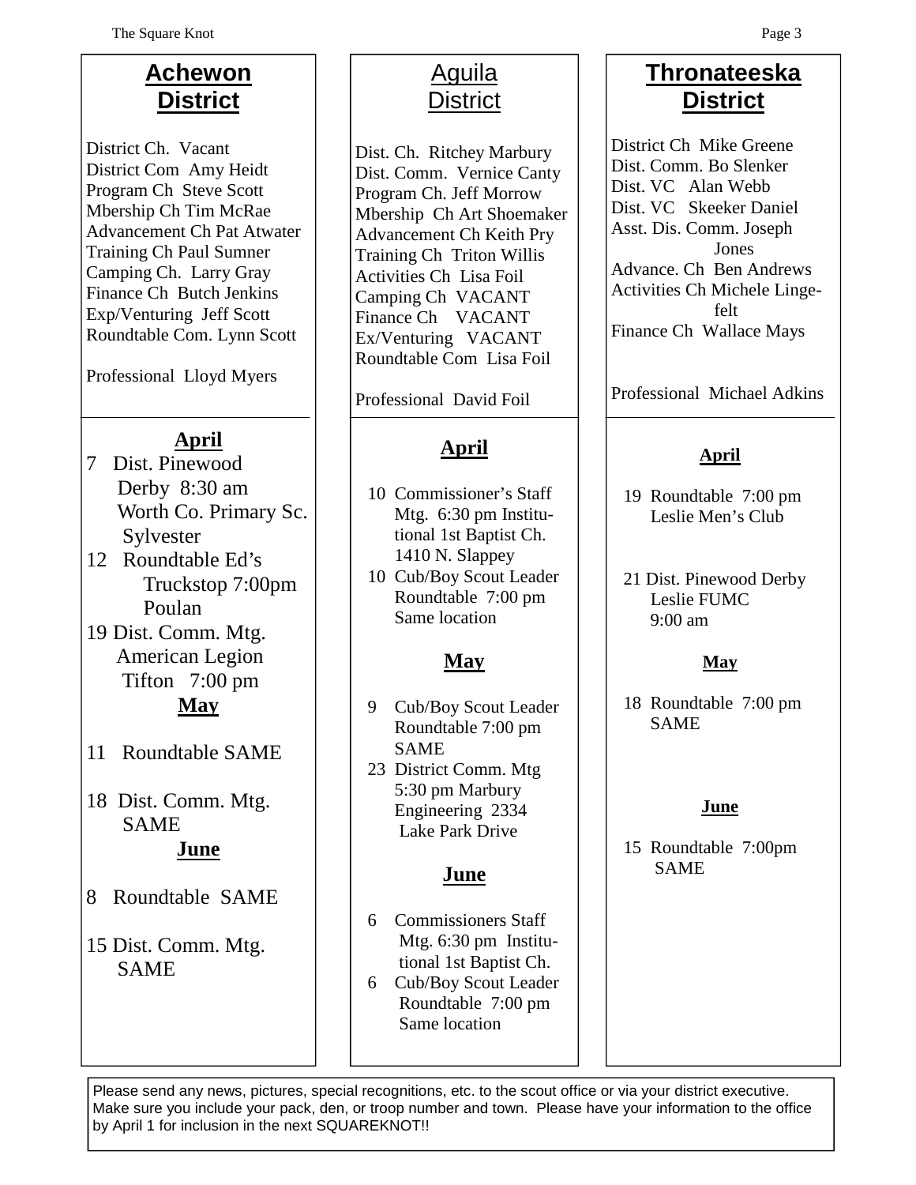## Achewon District

District Ch. Vacant
District Com Amy Heidt
Program Ch Steve Scott
Mbership Ch Tim McRae
Advancement Ch Pat Atwater
Training Ch Paul Sumner
Camping Ch. Larry Gray
Finance Ch Butch Jenkins
Exp/Venturing Jeff Scott
Roundtable Com. Lynn Scott

Professional Lloyd Myers

### April

7 Dist. Pinewood Derby 8:30 am Worth Co. Primary Sc. Sylvester
12 Roundtable Ed's Truckstop 7:00pm Poulan
19 Dist. Comm. Mtg. American Legion Tifton 7:00 pm

### May

11 Roundtable SAME

18 Dist. Comm. Mtg. SAME

### June

8 Roundtable SAME

15 Dist. Comm. Mtg. SAME

## Aguila District

Dist. Ch. Ritchey Marbury
Dist. Comm. Vernice Canty
Program Ch. Jeff Morrow
Mbership Ch Art Shoemaker
Advancement Ch Keith Pry
Training Ch Triton Willis
Activities Ch Lisa Foil
Camping Ch VACANT
Finance Ch VACANT
Ex/Venturing VACANT
Roundtable Com Lisa Foil

Professional David Foil

### April

10 Commissioner's Staff Mtg. 6:30 pm Institutional 1st Baptist Ch. 1410 N. Slappey
10 Cub/Boy Scout Leader Roundtable 7:00 pm Same location

### May

9 Cub/Boy Scout Leader Roundtable 7:00 pm SAME
23 District Comm. Mtg 5:30 pm Marbury Engineering 2334 Lake Park Drive

### June

6 Commissioners Staff Mtg. 6:30 pm Institutional 1st Baptist Ch.
6 Cub/Boy Scout Leader Roundtable 7:00 pm Same location

## Thronateeska District

District Ch Mike Greene
Dist. Comm. Bo Slenker
Dist. VC Alan Webb
Dist. VC Skeeker Daniel
Asst. Dis. Comm. Joseph Jones
Advance. Ch Ben Andrews
Activities Ch Michele Lingefelt
Finance Ch Wallace Mays

Professional Michael Adkins

### April

19 Roundtable 7:00 pm Leslie Men's Club

21 Dist. Pinewood Derby Leslie FUMC 9:00 am

### May

18 Roundtable 7:00 pm SAME

### June

15 Roundtable 7:00pm SAME

---

Please send any news, pictures, special recognitions, etc. to the scout office or via your district executive. Make sure you include your pack, den, or troop number and town. Please have your information to the office by April 1 for inclusion in the next SQUAREKNOT!!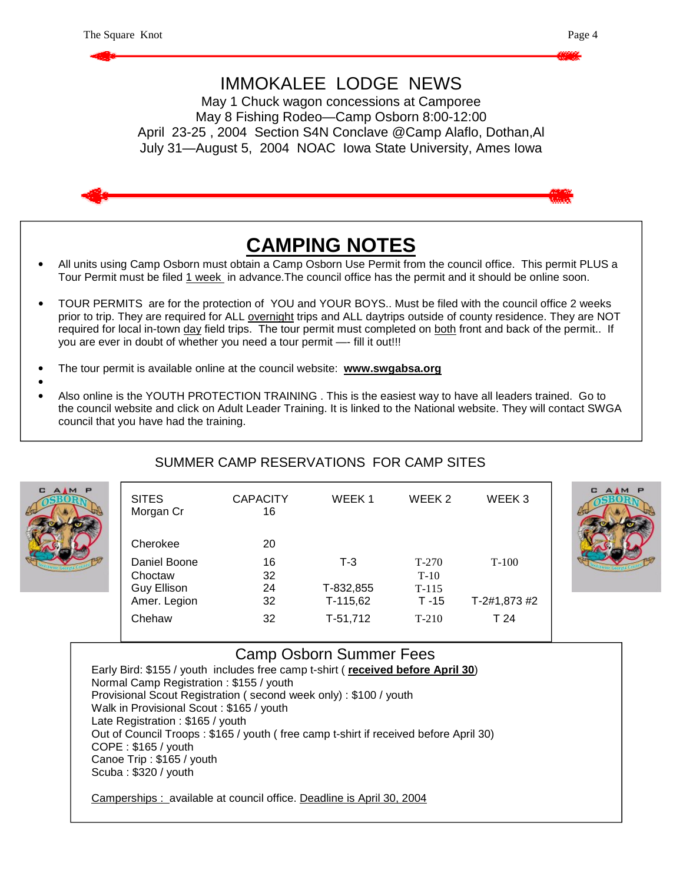## IMMOKALEE LODGE NEWS

May 1 Chuck wagon concessions at Camporee
May 8 Fishing Rodeo—Camp Osborn 8:00-12:00
April 23-25 , 2004 Section S4N Conclave @Camp Alaflo, Dothan,Al
July 31—August 5, 2004 NOAC Iowa State University, Ames Iowa

## CAMPING NOTES

- All units using Camp Osborn must obtain a Camp Osborn Use Permit from the council office. This permit PLUS a Tour Permit must be filed 1 week in advance.The council office has the permit and it should be online soon.
- TOUR PERMITS are for the protection of YOU and YOUR BOYS.. Must be filed with the council office 2 weeks prior to trip. They are required for ALL overnight trips and ALL daytrips outside of county residence. They are NOT required for local in-town day field trips. The tour permit must completed on both front and back of the permit.. If you are ever in doubt of whether you need a tour permit —- fill it out!!!
- The tour permit is available online at the council website: **www.swgabsa.org**
- Also online is the YOUTH PROTECTION TRAINING . This is the easiest way to have all leaders trained. Go to the council website and click on Adult Leader Training. It is linked to the National website. They will contact SWGA council that you have had the training.

### SUMMER CAMP RESERVATIONS FOR CAMP SITES

| SITES | CAPACITY | WEEK 1 | WEEK 2 | WEEK 3 |
|---|---|---|---|---|
| Morgan Cr | 16 | | | |
| Cherokee | 20 | | | |
| Daniel Boone | 16 | T-3 | T-270 | T-100 |
| Choctaw | 32 | | T-10 | |
| Guy Ellison | 24 | T-832,855 | T-115 | |
| Amer. Legion | 32 | T-115,62 | T -15 | T-2#1,873 #2 |
| Chehaw | 32 | T-51,712 | T-210 | T 24 |

### Camp Osborn Summer Fees

Early Bird: $155 / youth includes free camp t-shirt ( **received before April 30**)
Normal Camp Registration : $155 / youth
Provisional Scout Registration ( second week only) : $100 / youth
Walk in Provisional Scout : $165 / youth
Late Registration : $165 / youth
Out of Council Troops : $165 / youth ( free camp t-shirt if received before April 30)
COPE : $165 / youth
Canoe Trip : $165 / youth
Scuba : $320 / youth

Camperships : available at council office. Deadline is April 30, 2004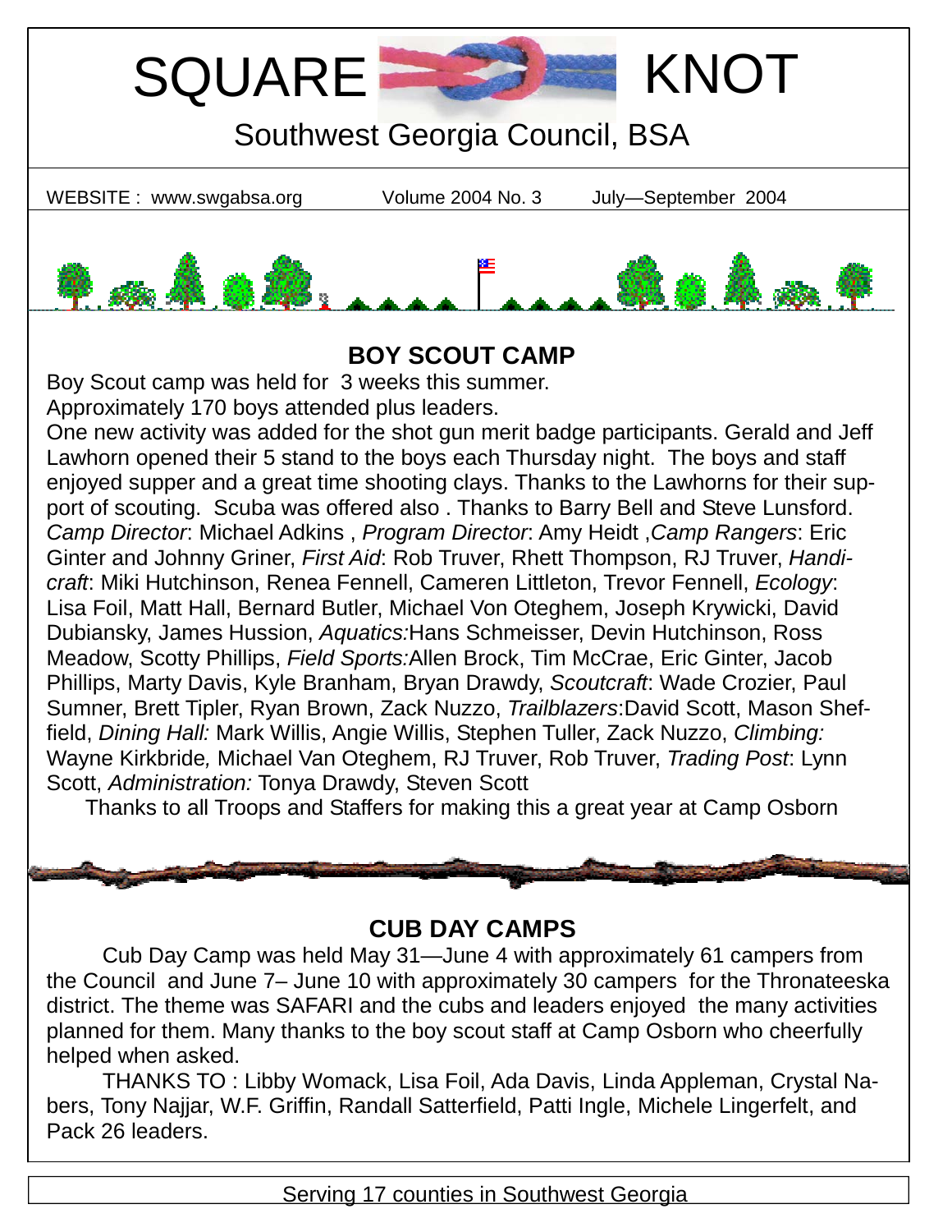# SQUARE KNOT

## Southwest Georgia Council, BSA

WEBSITE : www.swgabsa.org Volume 2004 No. 3 July—September 2004

## BOY SCOUT CAMP

Boy Scout camp was held for 3 weeks this summer.
Approximately 170 boys attended plus leaders.
One new activity was added for the shot gun merit badge participants. Gerald and Jeff Lawhorn opened their 5 stand to the boys each Thursday night. The boys and staff enjoyed supper and a great time shooting clays. Thanks to the Lawhorns for their support of scouting. Scuba was offered also . Thanks to Barry Bell and Steve Lunsford. *Camp Director*: Michael Adkins , *Program Director*: Amy Heidt ,*Camp Rangers*: Eric Ginter and Johnny Griner, *First Aid*: Rob Truver, Rhett Thompson, RJ Truver, *Handicraft*: Miki Hutchinson, Renea Fennell, Cameren Littleton, Trevor Fennell, *Ecology*: Lisa Foil, Matt Hall, Bernard Butler, Michael Von Oteghem, Joseph Krywicki, David Dubiansky, James Hussion, *Aquatics:*Hans Schmeisser, Devin Hutchinson, Ross Meadow, Scotty Phillips, *Field Sports:*Allen Brock, Tim McCrae, Eric Ginter, Jacob Phillips, Marty Davis, Kyle Branham, Bryan Drawdy, *Scoutcraft*: Wade Crozier, Paul Sumner, Brett Tipler, Ryan Brown, Zack Nuzzo, *Trailblazers*:David Scott, Mason Sheffield, *Dining Hall:* Mark Willis, Angie Willis, Stephen Tuller, Zack Nuzzo, *Climbing:* Wayne Kirkbride*,* Michael Van Oteghem, RJ Truver, Rob Truver, *Trading Post*: Lynn Scott, *Administration:* Tonya Drawdy, Steven Scott

Thanks to all Troops and Staffers for making this a great year at Camp Osborn

## CUB DAY CAMPS

Cub Day Camp was held May 31—June 4 with approximately 61 campers from the Council and June 7– June 10 with approximately 30 campers for the Thronateeska district. The theme was SAFARI and the cubs and leaders enjoyed the many activities planned for them. Many thanks to the boy scout staff at Camp Osborn who cheerfully helped when asked.

THANKS TO : Libby Womack, Lisa Foil, Ada Davis, Linda Appleman, Crystal Nabers, Tony Najjar, W.F. Griffin, Randall Satterfield, Patti Ingle, Michele Lingerfelt, and Pack 26 leaders.

Serving 17 counties in Southwest Georgia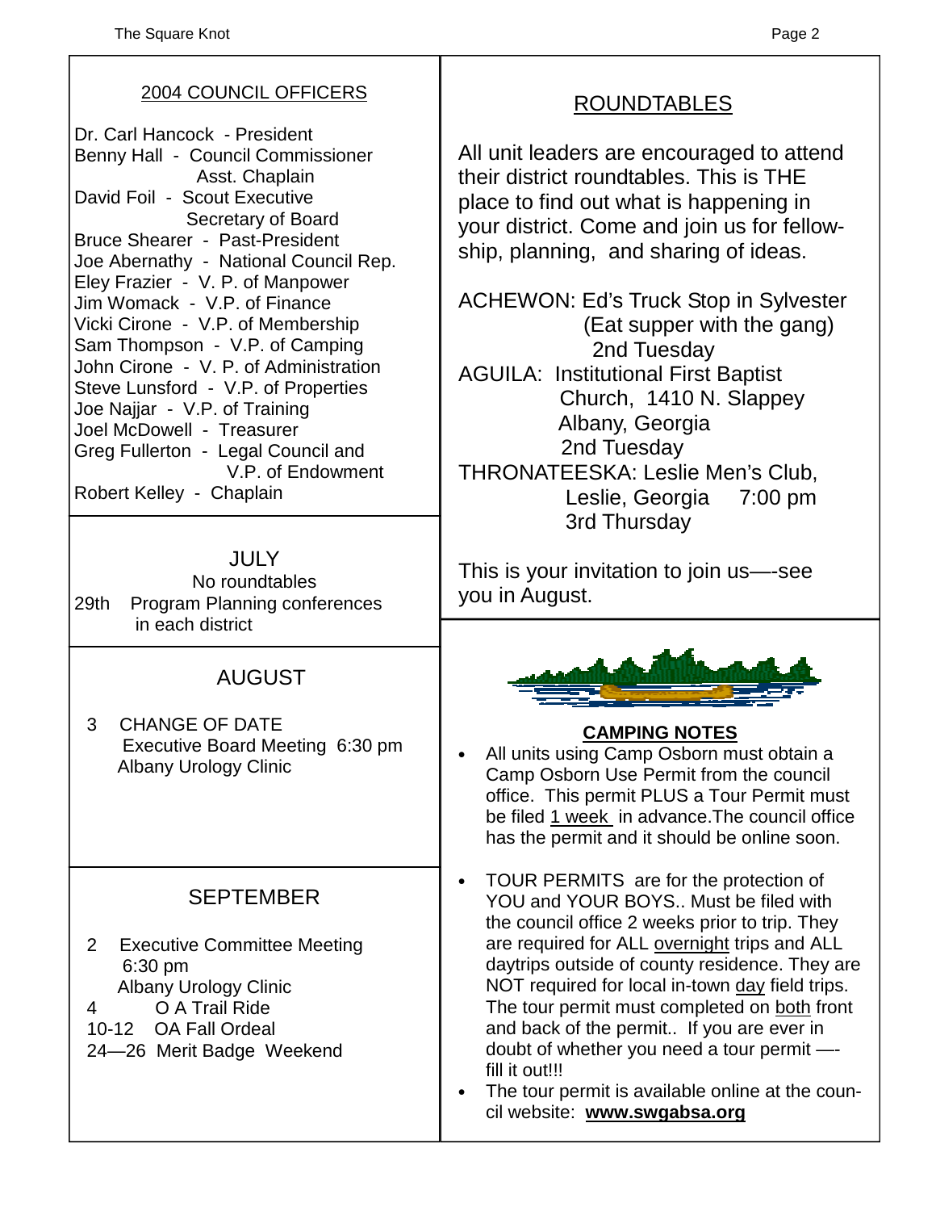## 2004 COUNCIL OFFICERS

Dr. Carl Hancock - President
Benny Hall - Council Commissioner
Asst. Chaplain
David Foil - Scout Executive
Secretary of Board
Bruce Shearer - Past-President
Joe Abernathy - National Council Rep.
Eley Frazier - V. P. of Manpower
Jim Womack - V.P. of Finance
Vicki Cirone - V.P. of Membership
Sam Thompson - V.P. of Camping
John Cirone - V. P. of Administration
Steve Lunsford - V.P. of Properties
Joe Najjar - V.P. of Training
Joel McDowell - Treasurer
Greg Fullerton - Legal Council and
V.P. of Endowment
Robert Kelley - Chaplain

## JULY

No roundtables

29th Program Planning conferences in each district

## AUGUST

3 CHANGE OF DATE
Executive Board Meeting 6:30 pm
Albany Urology Clinic

## SEPTEMBER

2 Executive Committee Meeting
6:30 pm
Albany Urology Clinic
4 O A Trail Ride
10-12 OA Fall Ordeal
24—26 Merit Badge Weekend

## ROUNDTABLES

All unit leaders are encouraged to attend their district roundtables. This is THE place to find out what is happening in your district. Come and join us for fellowship, planning, and sharing of ideas.

ACHEWON: Ed's Truck Stop in Sylvester
(Eat supper with the gang)
2nd Tuesday

AGUILA: Institutional First Baptist Church, 1410 N. Slappey
Albany, Georgia
2nd Tuesday

THRONATEESKA: Leslie Men's Club, Leslie, Georgia 7:00 pm
3rd Thursday

This is your invitation to join us—-see you in August.

## CAMPING NOTES

- All units using Camp Osborn must obtain a Camp Osborn Use Permit from the council office. This permit PLUS a Tour Permit must be filed 1 week in advance.The council office has the permit and it should be online soon.
- TOUR PERMITS are for the protection of YOU and YOUR BOYS.. Must be filed with the council office 2 weeks prior to trip. They are required for ALL overnight trips and ALL daytrips outside of county residence. They are NOT required for local in-town day field trips. The tour permit must completed on both front and back of the permit.. If you are ever in doubt of whether you need a tour permit —- fill it out!!!
- The tour permit is available online at the council website: **www.swgabsa.org**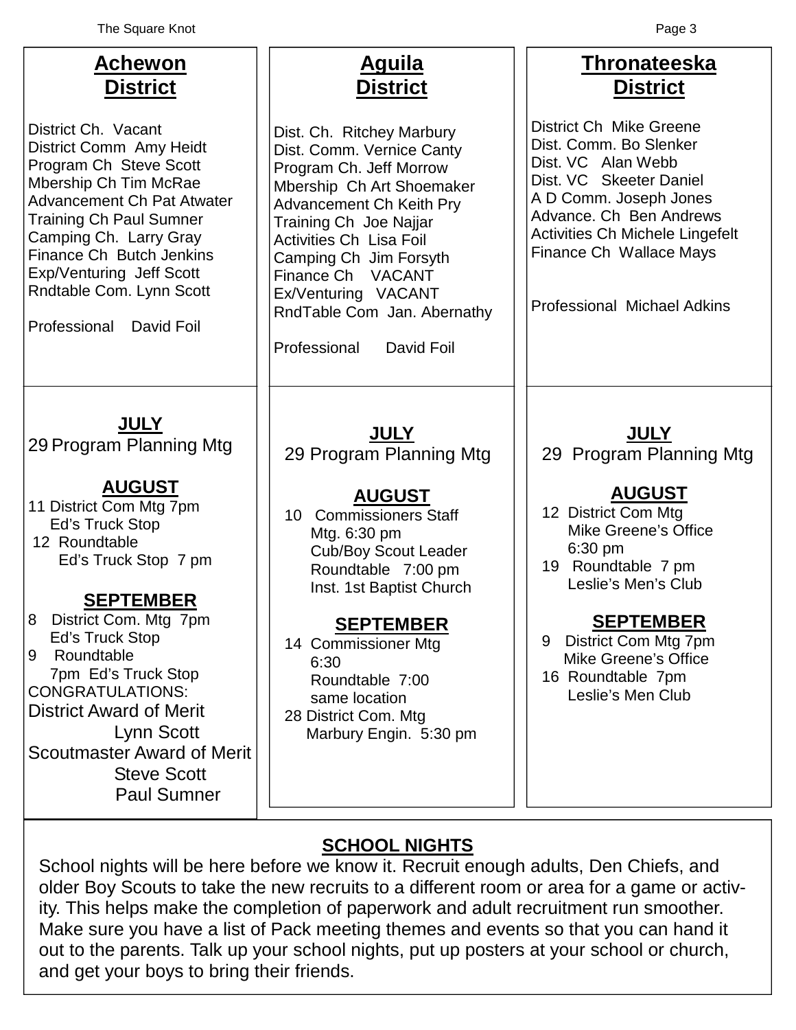## Achewon District

District Ch. Vacant
District Comm Amy Heidt
Program Ch Steve Scott
Mbership Ch Tim McRae
Advancement Ch Pat Atwater
Training Ch Paul Sumner
Camping Ch. Larry Gray
Finance Ch Butch Jenkins
Exp/Venturing Jeff Scott
Rndtable Com. Lynn Scott

Professional David Foil

**JULY**

29 Program Planning Mtg

**AUGUST**

11 District Com Mtg 7pm
Ed's Truck Stop
12 Roundtable
Ed's Truck Stop 7 pm

**SEPTEMBER**

8 District Com. Mtg 7pm
Ed's Truck Stop
9 Roundtable
7pm Ed's Truck Stop

CONGRATULATIONS:
District Award of Merit
Lynn Scott
Scoutmaster Award of Merit
Steve Scott
Paul Sumner

## Aguila District

Dist. Ch. Ritchey Marbury
Dist. Comm. Vernice Canty
Program Ch. Jeff Morrow
Mbership Ch Art Shoemaker
Advancement Ch Keith Pry
Training Ch Joe Najjar
Activities Ch Lisa Foil
Camping Ch Jim Forsyth
Finance Ch VACANT
Ex/Venturing VACANT
RndTable Com Jan. Abernathy

Professional David Foil

**JULY**

29 Program Planning Mtg

**AUGUST**

10 Commissioners Staff
Mtg. 6:30 pm
Cub/Boy Scout Leader
Roundtable 7:00 pm
Inst. 1st Baptist Church

**SEPTEMBER**

14 Commissioner Mtg
6:30
Roundtable 7:00
same location
28 District Com. Mtg
Marbury Engin. 5:30 pm

## Thronateeska District

District Ch Mike Greene
Dist. Comm. Bo Slenker
Dist. VC Alan Webb
Dist. VC Skeeter Daniel
A D Comm. Joseph Jones
Advance. Ch Ben Andrews
Activities Ch Michele Lingefelt
Finance Ch Wallace Mays

Professional Michael Adkins

**JULY**

29 Program Planning Mtg

**AUGUST**

12 District Com Mtg
Mike Greene's Office
6:30 pm
19 Roundtable 7 pm
Leslie's Men's Club

**SEPTEMBER**

9 District Com Mtg 7pm
Mike Greene's Office
16 Roundtable 7pm
Leslie's Men Club

## SCHOOL NIGHTS

School nights will be here before we know it. Recruit enough adults, Den Chiefs, and older Boy Scouts to take the new recruits to a different room or area for a game or activity. This helps make the completion of paperwork and adult recruitment run smoother. Make sure you have a list of Pack meeting themes and events so that you can hand it out to the parents. Talk up your school nights, put up posters at your school or church, and get your boys to bring their friends.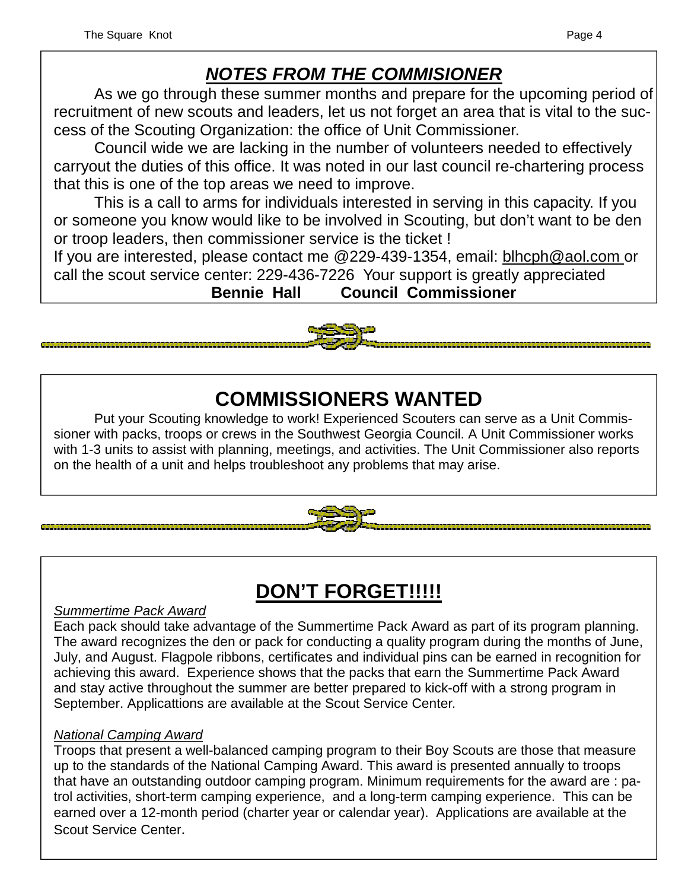## *NOTES FROM THE COMMISIONER*

As we go through these summer months and prepare for the upcoming period of recruitment of new scouts and leaders, let us not forget an area that is vital to the success of the Scouting Organization: the office of Unit Commissioner.

Council wide we are lacking in the number of volunteers needed to effectively carryout the duties of this office. It was noted in our last council re-chartering process that this is one of the top areas we need to improve.

This is a call to arms for individuals interested in serving in this capacity. If you or someone you know would like to be involved in Scouting, but don't want to be den or troop leaders, then commissioner service is the ticket !

If you are interested, please contact me @229-439-1354, email: blhcph@aol.com or call the scout service center: 229-436-7226 Your support is greatly appreciated

**Bennie Hall Council Commissioner**

## COMMISSIONERS WANTED

Put your Scouting knowledge to work! Experienced Scouters can serve as a Unit Commissioner with packs, troops or crews in the Southwest Georgia Council. A Unit Commissioner works with 1-3 units to assist with planning, meetings, and activities. The Unit Commissioner also reports on the health of a unit and helps troubleshoot any problems that may arise.

## DON'T FORGET!!!!!

*Summertime Pack Award*

Each pack should take advantage of the Summertime Pack Award as part of its program planning. The award recognizes the den or pack for conducting a quality program during the months of June, July, and August. Flagpole ribbons, certificates and individual pins can be earned in recognition for achieving this award. Experience shows that the packs that earn the Summertime Pack Award and stay active throughout the summer are better prepared to kick-off with a strong program in September. Applicattions are available at the Scout Service Center.

*National Camping Award*

Troops that present a well-balanced camping program to their Boy Scouts are those that measure up to the standards of the National Camping Award. This award is presented annually to troops that have an outstanding outdoor camping program. Minimum requirements for the award are : patrol activities, short-term camping experience, and a long-term camping experience. This can be earned over a 12-month period (charter year or calendar year). Applications are available at the Scout Service Center.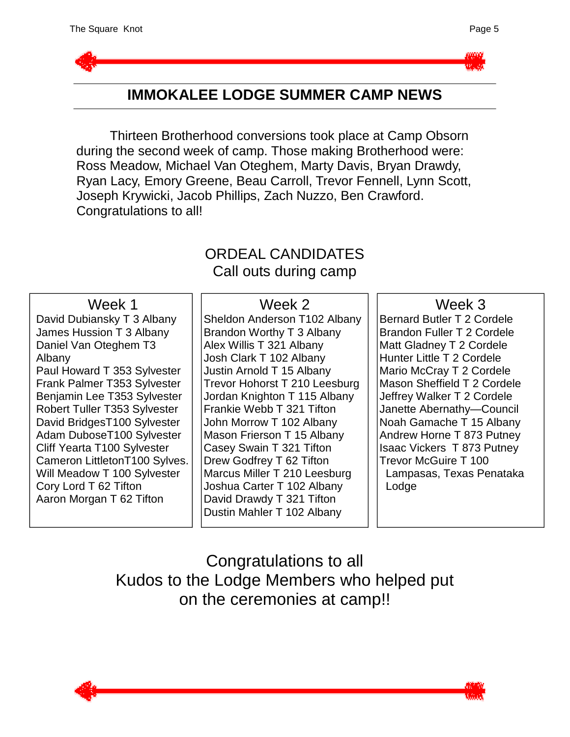## IMMOKALEE LODGE SUMMER CAMP NEWS

Thirteen Brotherhood conversions took place at Camp Obsorn during the second week of camp. Those making Brotherhood were: Ross Meadow, Michael Van Oteghem, Marty Davis, Bryan Drawdy, Ryan Lacy, Emory Greene, Beau Carroll, Trevor Fennell, Lynn Scott, Joseph Krywicki, Jacob Phillips, Zach Nuzzo, Ben Crawford. Congratulations to all!

### ORDEAL CANDIDATES
Call outs during camp

**Week 1**

David Dubiansky T 3 Albany
James Hussion T 3 Albany
Daniel Van Oteghem T3 Albany
Paul Howard T 353 Sylvester
Frank Palmer T353 Sylvester
Benjamin Lee T353 Sylvester
Robert Tuller T353 Sylvester
David BridgesT100 Sylvester
Adam DuboseT100 Sylvester
Cliff Yearta T100 Sylvester
Cameron LittletonT100 Sylves.
Will Meadow T 100 Sylvester
Cory Lord T 62 Tifton
Aaron Morgan T 62 Tifton

**Week 2**

Sheldon Anderson T102 Albany
Brandon Worthy T 3 Albany
Alex Willis T 321 Albany
Josh Clark T 102 Albany
Justin Arnold T 15 Albany
Trevor Hohorst T 210 Leesburg
Jordan Knighton T 115 Albany
Frankie Webb T 321 Tifton
John Morrow T 102 Albany
Mason Frierson T 15 Albany
Casey Swain T 321 Tifton
Drew Godfrey T 62 Tifton
Marcus Miller T 210 Leesburg
Joshua Carter T 102 Albany
David Drawdy T 321 Tifton
Dustin Mahler T 102 Albany

**Week 3**

Bernard Butler T 2 Cordele
Brandon Fuller T 2 Cordele
Matt Gladney T 2 Cordele
Hunter Little T 2 Cordele
Mario McCray T 2 Cordele
Mason Sheffield T 2 Cordele
Jeffrey Walker T 2 Cordele
Janette Abernathy—Council
Noah Gamache T 15 Albany
Andrew Horne T 873 Putney
Isaac Vickers T 873 Putney
Trevor McGuire T 100 Lampasas, Texas Penataka Lodge

Congratulations to all
Kudos to the Lodge Members who helped put on the ceremonies at camp!!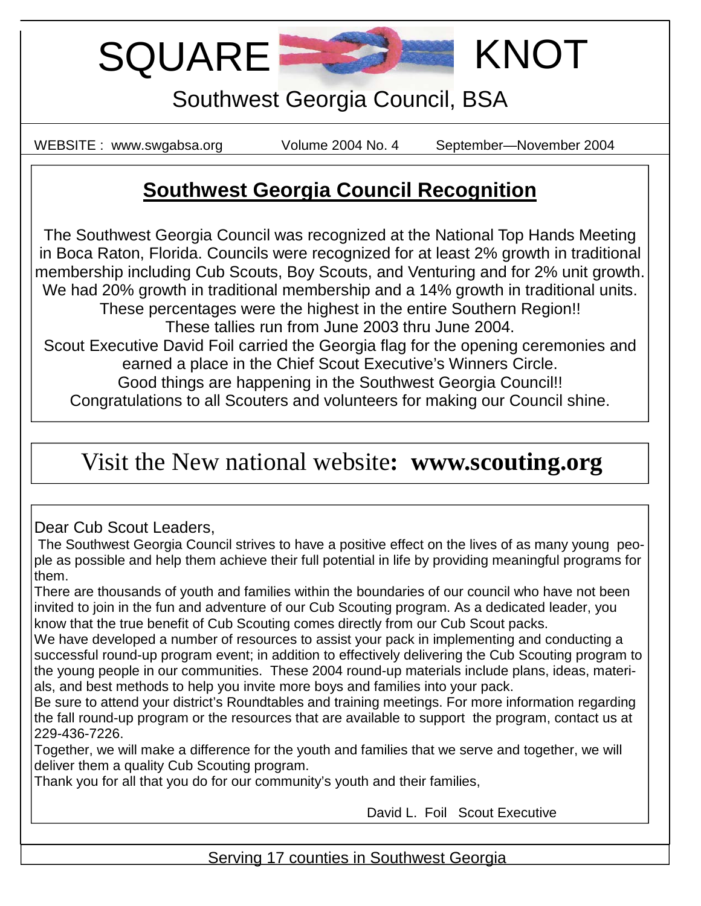# SQUARE KNOT

Southwest Georgia Council, BSA

WEBSITE : www.swgabsa.org Volume 2004 No. 4 September—November 2004

## Southwest Georgia Council Recognition

The Southwest Georgia Council was recognized at the National Top Hands Meeting in Boca Raton, Florida. Councils were recognized for at least 2% growth in traditional membership including Cub Scouts, Boy Scouts, and Venturing and for 2% unit growth. We had 20% growth in traditional membership and a 14% growth in traditional units. These percentages were the highest in the entire Southern Region!!

These tallies run from June 2003 thru June 2004.

Scout Executive David Foil carried the Georgia flag for the opening ceremonies and earned a place in the Chief Scout Executive's Winners Circle.

Good things are happening in the Southwest Georgia Council!!

Congratulations to all Scouters and volunteers for making our Council shine.

## Visit the New national website: **www.scouting.org**

Dear Cub Scout Leaders,

The Southwest Georgia Council strives to have a positive effect on the lives of as many young people as possible and help them achieve their full potential in life by providing meaningful programs for them.

There are thousands of youth and families within the boundaries of our council who have not been invited to join in the fun and adventure of our Cub Scouting program. As a dedicated leader, you know that the true benefit of Cub Scouting comes directly from our Cub Scout packs.

We have developed a number of resources to assist your pack in implementing and conducting a successful round-up program event; in addition to effectively delivering the Cub Scouting program to the young people in our communities. These 2004 round-up materials include plans, ideas, materials, and best methods to help you invite more boys and families into your pack.

Be sure to attend your district's Roundtables and training meetings. For more information regarding the fall round-up program or the resources that are available to support the program, contact us at 229-436-7226.

Together, we will make a difference for the youth and families that we serve and together, we will deliver them a quality Cub Scouting program.

Thank you for all that you do for our community's youth and their families,

David L. Foil Scout Executive

Serving 17 counties in Southwest Georgia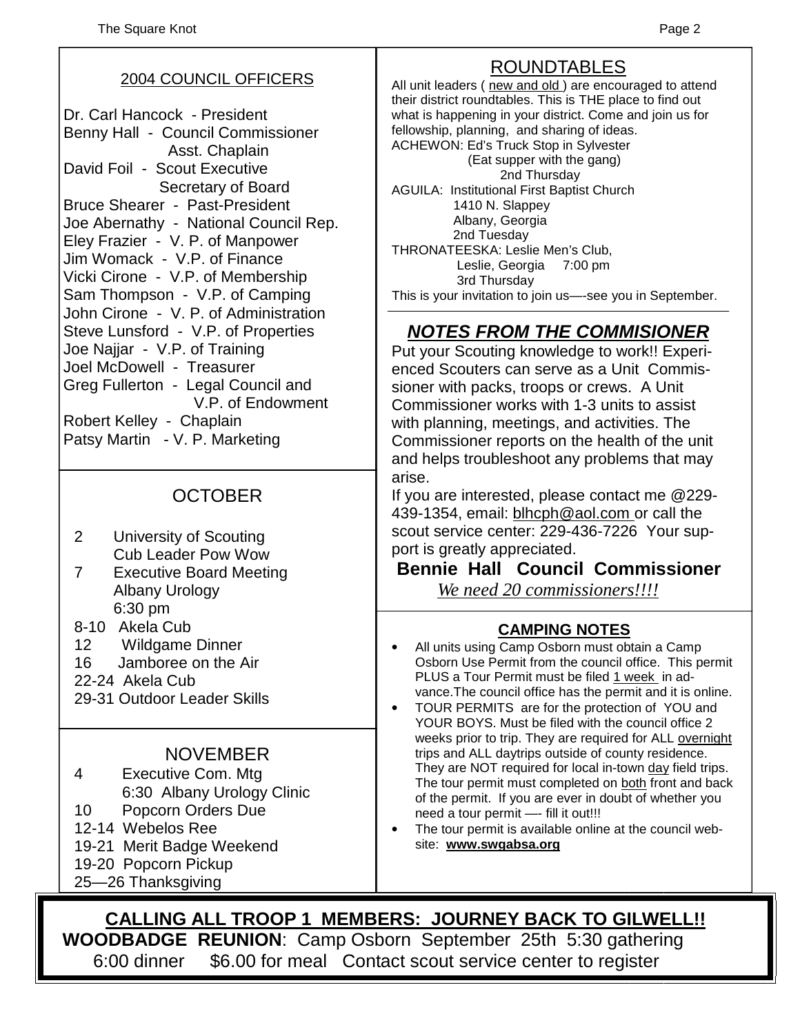## 2004 COUNCIL OFFICERS

Dr. Carl Hancock - President
Benny Hall - Council Commissioner
Asst. Chaplain
David Foil - Scout Executive
Secretary of Board
Bruce Shearer - Past-President
Joe Abernathy - National Council Rep.
Eley Frazier - V. P. of Manpower
Jim Womack - V.P. of Finance
Vicki Cirone - V.P. of Membership
Sam Thompson - V.P. of Camping
John Cirone - V. P. of Administration
Steve Lunsford - V.P. of Properties
Joe Najjar - V.P. of Training
Joel McDowell - Treasurer
Greg Fullerton - Legal Council and
V.P. of Endowment
Robert Kelley - Chaplain
Patsy Martin - V. P. Marketing

## OCTOBER

- 2 University of Scouting
  Cub Leader Pow Wow
- 7 Executive Board Meeting
  Albany Urology
  6:30 pm
- 8-10 Akela Cub
- 12 Wildgame Dinner
- 16 Jamboree on the Air
- 22-24 Akela Cub
- 29-31 Outdoor Leader Skills

## NOVEMBER

- 4 Executive Com. Mtg
  6:30 Albany Urology Clinic
- 10 Popcorn Orders Due
- 12-14 Webelos Ree
- 19-21 Merit Badge Weekend
- 19-20 Popcorn Pickup
- 25—26 Thanksgiving

## ROUNDTABLES

All unit leaders ( new and old ) are encouraged to attend their district roundtables. This is THE place to find out what is happening in your district. Come and join us for fellowship, planning, and sharing of ideas.

ACHEWON: Ed's Truck Stop in Sylvester
(Eat supper with the gang)
2nd Thursday

AGUILA: Institutional First Baptist Church
1410 N. Slappey
Albany, Georgia
2nd Tuesday

THRONATEESKA: Leslie Men's Club,
Leslie, Georgia 7:00 pm
3rd Thursday

This is your invitation to join us—-see you in September.

## *NOTES FROM THE COMMISIONER*

Put your Scouting knowledge to work!! Experienced Scouters can serve as a Unit Commissioner with packs, troops or crews. A Unit Commissioner works with 1-3 units to assist with planning, meetings, and activities. The Commissioner reports on the health of the unit and helps troubleshoot any problems that may arise.

If you are interested, please contact me @229-439-1354, email: blhcph@aol.com or call the scout service center: 229-436-7226 Your support is greatly appreciated.

**Bennie Hall Council Commissioner**

*We need 20 commissioners!!!!*

## CAMPING NOTES

- All units using Camp Osborn must obtain a Camp Osborn Use Permit from the council office. This permit PLUS a Tour Permit must be filed 1 week in advance.The council office has the permit and it is online.
- TOUR PERMITS are for the protection of YOU and YOUR BOYS. Must be filed with the council office 2 weeks prior to trip. They are required for ALL overnight trips and ALL daytrips outside of county residence. They are NOT required for local in-town day field trips. The tour permit must completed on both front and back of the permit. If you are ever in doubt of whether you need a tour permit —- fill it out!!!
- The tour permit is available online at the council website: **www.swgabsa.org**

**CALLING ALL TROOP 1 MEMBERS: JOURNEY BACK TO GILWELL!!**

**WOODBADGE REUNION**: Camp Osborn September 25th 5:30 gathering
6:00 dinner $6.00 for meal Contact scout service center to register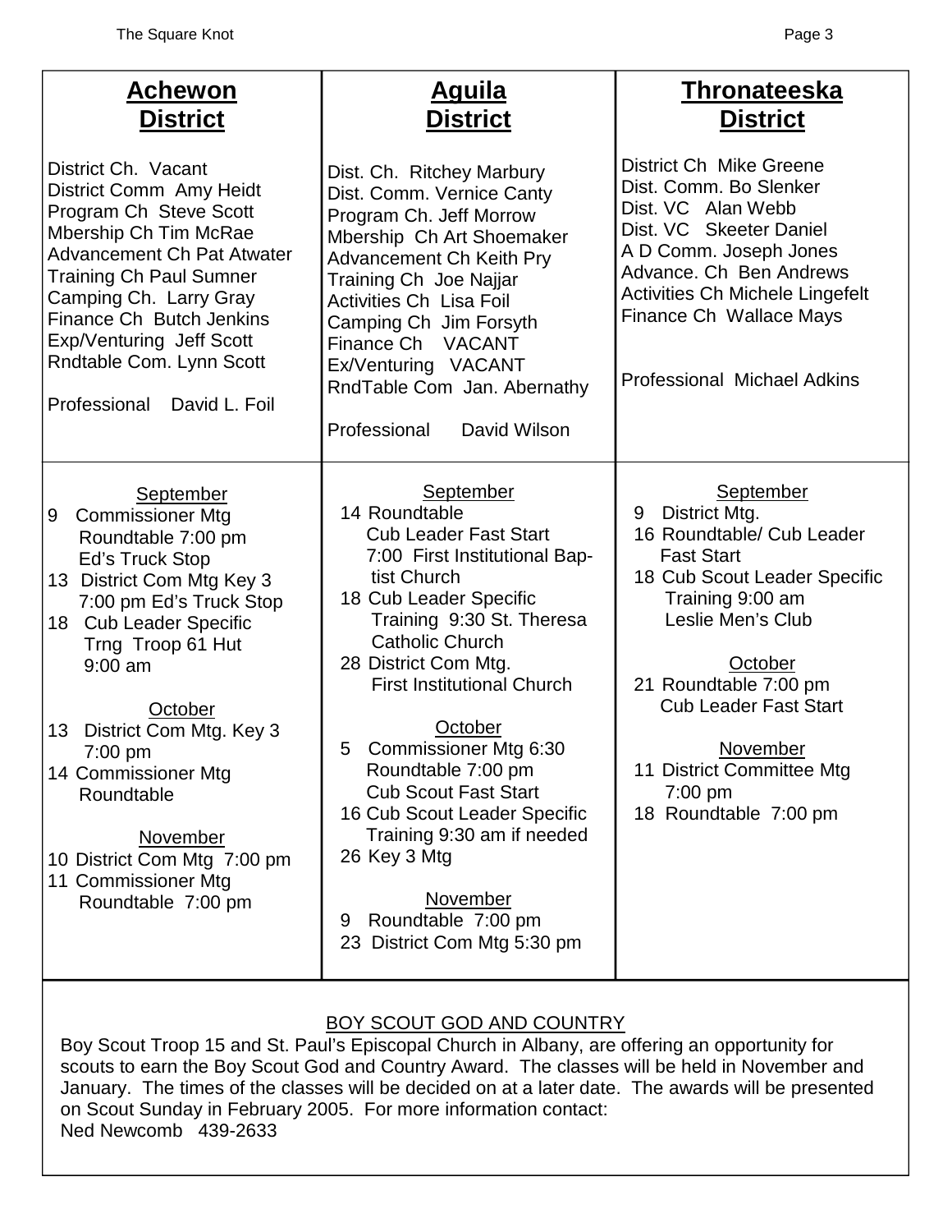## Achewon District

District Ch. Vacant
District Comm Amy Heidt
Program Ch Steve Scott
Mbership Ch Tim McRae
Advancement Ch Pat Atwater
Training Ch Paul Sumner
Camping Ch. Larry Gray
Finance Ch Butch Jenkins
Exp/Venturing Jeff Scott
Rndtable Com. Lynn Scott

Professional David L. Foil

September

- 9 Commissioner Mtg
  Roundtable 7:00 pm
  Ed's Truck Stop
- 13 District Com Mtg Key 3
  7:00 pm Ed's Truck Stop
- 18 Cub Leader Specific
  Trng Troop 61 Hut
  9:00 am

October

- 13 District Com Mtg. Key 3
  7:00 pm
- 14 Commissioner Mtg
  Roundtable

November

- 10 District Com Mtg 7:00 pm
- 11 Commissioner Mtg
  Roundtable 7:00 pm

## Aguila District

Dist. Ch. Ritchey Marbury
Dist. Comm. Vernice Canty
Program Ch. Jeff Morrow
Mbership Ch Art Shoemaker
Advancement Ch Keith Pry
Training Ch Joe Najjar
Activities Ch Lisa Foil
Camping Ch Jim Forsyth
Finance Ch VACANT
Ex/Venturing VACANT
RndTable Com Jan. Abernathy

Professional David Wilson

September

- 14 Roundtable
  Cub Leader Fast Start
  7:00 First Institutional Baptist Church
- 18 Cub Leader Specific
  Training 9:30 St. Theresa
  Catholic Church
- 28 District Com Mtg.
  First Institutional Church

October

- 5 Commissioner Mtg 6:30
  Roundtable 7:00 pm
  Cub Scout Fast Start
- 16 Cub Scout Leader Specific
  Training 9:30 am if needed
- 26 Key 3 Mtg

November

- 9 Roundtable 7:00 pm
- 23 District Com Mtg 5:30 pm

## Thronateeska District

District Ch Mike Greene
Dist. Comm. Bo Slenker
Dist. VC Alan Webb
Dist. VC Skeeter Daniel
A D Comm. Joseph Jones
Advance. Ch Ben Andrews
Activities Ch Michele Lingefelt
Finance Ch Wallace Mays

Professional Michael Adkins

September

- 9 District Mtg.
- 16 Roundtable/ Cub Leader
  Fast Start
- 18 Cub Scout Leader Specific
  Training 9:00 am
  Leslie Men's Club

October

- 21 Roundtable 7:00 pm
  Cub Leader Fast Start

November

- 11 District Committee Mtg
  7:00 pm
- 18 Roundtable 7:00 pm

## BOY SCOUT GOD AND COUNTRY

Boy Scout Troop 15 and St. Paul's Episcopal Church in Albany, are offering an opportunity for scouts to earn the Boy Scout God and Country Award. The classes will be held in November and January. The times of the classes will be decided on at a later date. The awards will be presented on Scout Sunday in February 2005. For more information contact:
Ned Newcomb 439-2633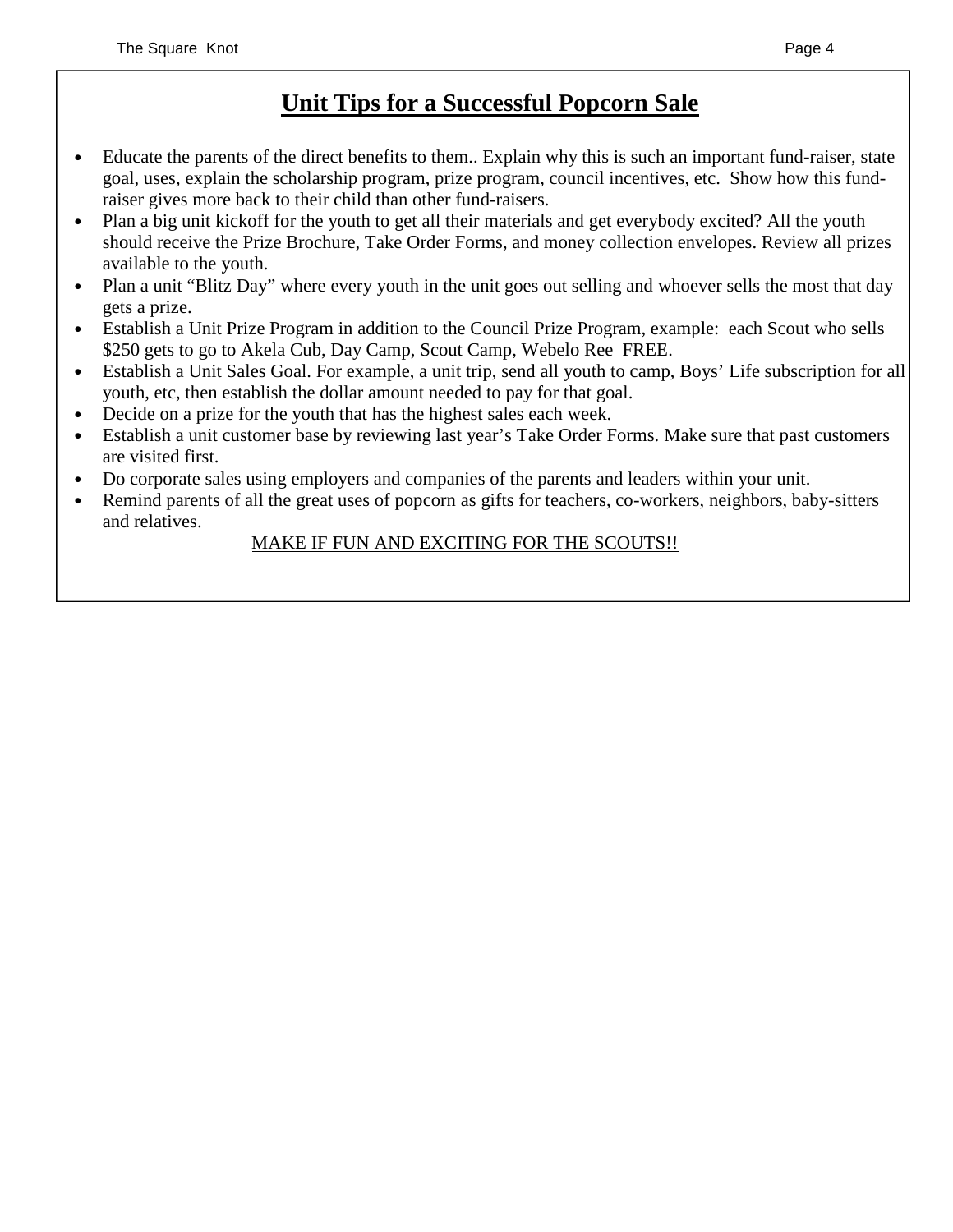## Unit Tips for a Successful Popcorn Sale

- Educate the parents of the direct benefits to them.. Explain why this is such an important fund-raiser, state goal, uses, explain the scholarship program, prize program, council incentives, etc.  Show how this fund-raiser gives more back to their child than other fund-raisers.
- Plan a big unit kickoff for the youth to get all their materials and get everybody excited? All the youth should receive the Prize Brochure, Take Order Forms, and money collection envelopes. Review all prizes available to the youth.
- Plan a unit "Blitz Day" where every youth in the unit goes out selling and whoever sells the most that day gets a prize.
- Establish a Unit Prize Program in addition to the Council Prize Program, example:  each Scout who sells $250 gets to go to Akela Cub, Day Camp, Scout Camp, Webelo Ree  FREE.
- Establish a Unit Sales Goal. For example, a unit trip, send all youth to camp, Boys' Life subscription for all youth, etc, then establish the dollar amount needed to pay for that goal.
- Decide on a prize for the youth that has the highest sales each week.
- Establish a unit customer base by reviewing last year's Take Order Forms. Make sure that past customers are visited first.
- Do corporate sales using employers and companies of the parents and leaders within your unit.
- Remind parents of all the great uses of popcorn as gifts for teachers, co-workers, neighbors, baby-sitters and relatives.

MAKE IF FUN AND EXCITING FOR THE SCOUTS!!